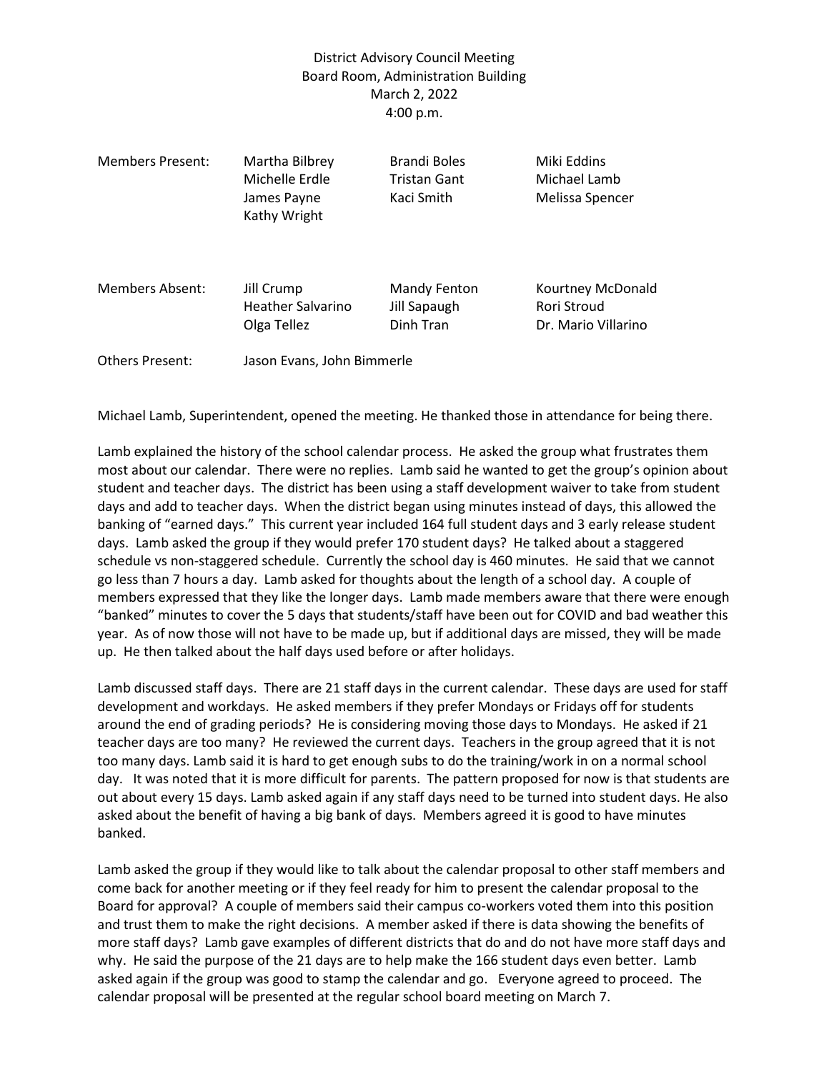District Advisory Council Meeting
Board Room, Administration Building
March 2, 2022
4:00 p.m.

| Members Present: | Martha Bilbrey | Brandi Boles | Miki Eddins |
|---|---|---|---|
| | Michelle Erdle | Tristan Gant | Michael Lamb |
| | James Payne | Kaci Smith | Melissa Spencer |
| | Kathy Wright | | |

| Members Absent: | Jill Crump | Mandy Fenton | Kourtney McDonald |
|---|---|---|---|
| | Heather Salvarino | Jill Sapaugh | Rori Stroud |
| | Olga Tellez | Dinh Tran | Dr. Mario Villarino |

Others Present: Jason Evans, John Bimmerle

Michael Lamb, Superintendent, opened the meeting. He thanked those in attendance for being there.

Lamb explained the history of the school calendar process. He asked the group what frustrates them most about our calendar. There were no replies. Lamb said he wanted to get the group's opinion about student and teacher days. The district has been using a staff development waiver to take from student days and add to teacher days. When the district began using minutes instead of days, this allowed the banking of "earned days." This current year included 164 full student days and 3 early release student days. Lamb asked the group if they would prefer 170 student days? He talked about a staggered schedule vs non-staggered schedule. Currently the school day is 460 minutes. He said that we cannot go less than 7 hours a day. Lamb asked for thoughts about the length of a school day. A couple of members expressed that they like the longer days. Lamb made members aware that there were enough "banked" minutes to cover the 5 days that students/staff have been out for COVID and bad weather this year. As of now those will not have to be made up, but if additional days are missed, they will be made up. He then talked about the half days used before or after holidays.

Lamb discussed staff days. There are 21 staff days in the current calendar. These days are used for staff development and workdays. He asked members if they prefer Mondays or Fridays off for students around the end of grading periods? He is considering moving those days to Mondays. He asked if 21 teacher days are too many? He reviewed the current days. Teachers in the group agreed that it is not too many days. Lamb said it is hard to get enough subs to do the training/work in on a normal school day. It was noted that it is more difficult for parents. The pattern proposed for now is that students are out about every 15 days. Lamb asked again if any staff days need to be turned into student days. He also asked about the benefit of having a big bank of days. Members agreed it is good to have minutes banked.

Lamb asked the group if they would like to talk about the calendar proposal to other staff members and come back for another meeting or if they feel ready for him to present the calendar proposal to the Board for approval? A couple of members said their campus co-workers voted them into this position and trust them to make the right decisions. A member asked if there is data showing the benefits of more staff days? Lamb gave examples of different districts that do and do not have more staff days and why. He said the purpose of the 21 days are to help make the 166 student days even better. Lamb asked again if the group was good to stamp the calendar and go. Everyone agreed to proceed. The calendar proposal will be presented at the regular school board meeting on March 7.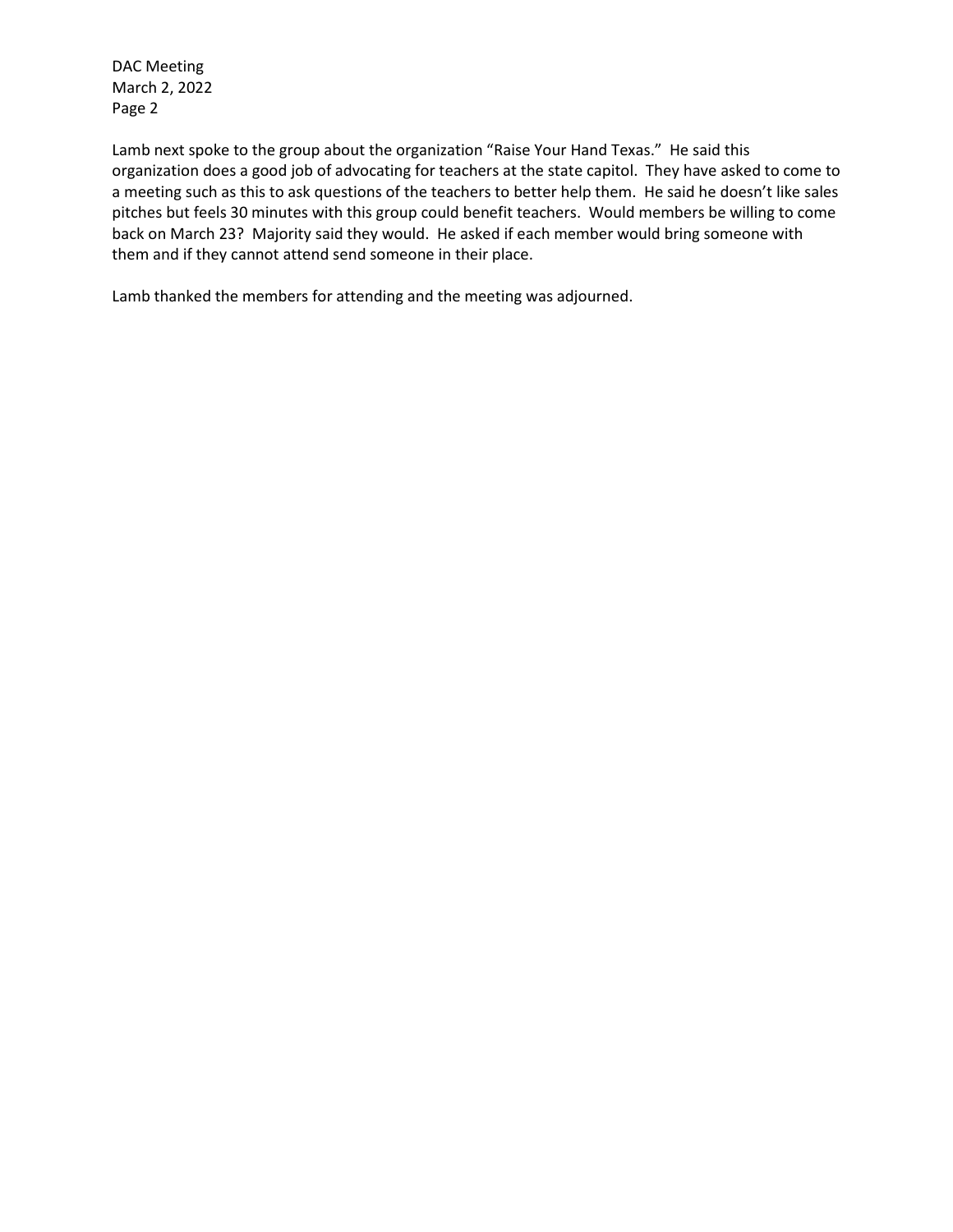Lamb next spoke to the group about the organization "Raise Your Hand Texas." He said this organization does a good job of advocating for teachers at the state capitol. They have asked to come to a meeting such as this to ask questions of the teachers to better help them. He said he doesn't like sales pitches but feels 30 minutes with this group could benefit teachers. Would members be willing to come back on March 23? Majority said they would. He asked if each member would bring someone with them and if they cannot attend send someone in their place.

Lamb thanked the members for attending and the meeting was adjourned.